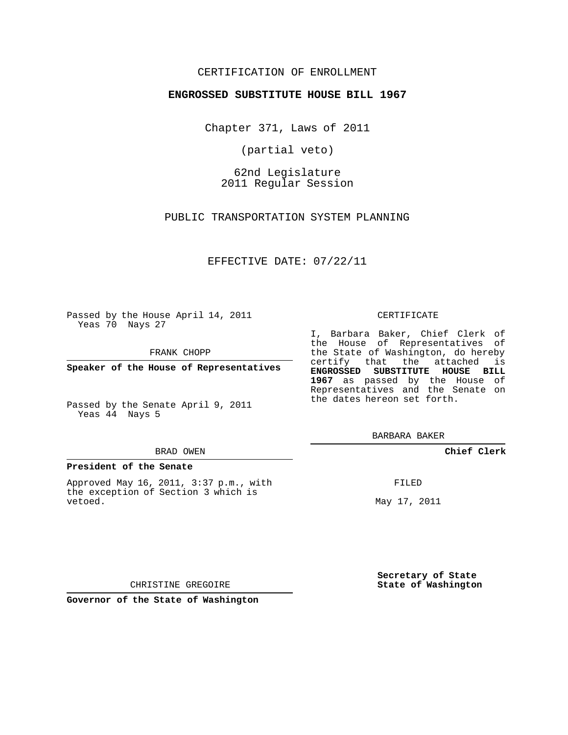CERTIFICATION OF ENROLLMENT

**ENGROSSED SUBSTITUTE HOUSE BILL 1967**

Chapter 371, Laws of 2011

(partial veto)

62nd Legislature
2011 Regular Session

PUBLIC TRANSPORTATION SYSTEM PLANNING

EFFECTIVE DATE: 07/22/11

Passed by the House April 14, 2011
Yeas 70 Nays 27

FRANK CHOPP

**Speaker of the House of Representatives**

Passed by the Senate April 9, 2011
Yeas 44 Nays 5

BRAD OWEN

**President of the Senate**

Approved May 16, 2011, 3:37 p.m., with the exception of Section 3 which is vetoed.

CHRISTINE GREGOIRE

**Governor of the State of Washington**

CERTIFICATE

I, Barbara Baker, Chief Clerk of the House of Representatives of the State of Washington, do hereby certify that the attached is **ENGROSSED SUBSTITUTE HOUSE BILL 1967** as passed by the House of Representatives and the Senate on the dates hereon set forth.

BARBARA BAKER

**Chief Clerk**

FILED

May 17, 2011

**Secretary of State**
**State of Washington**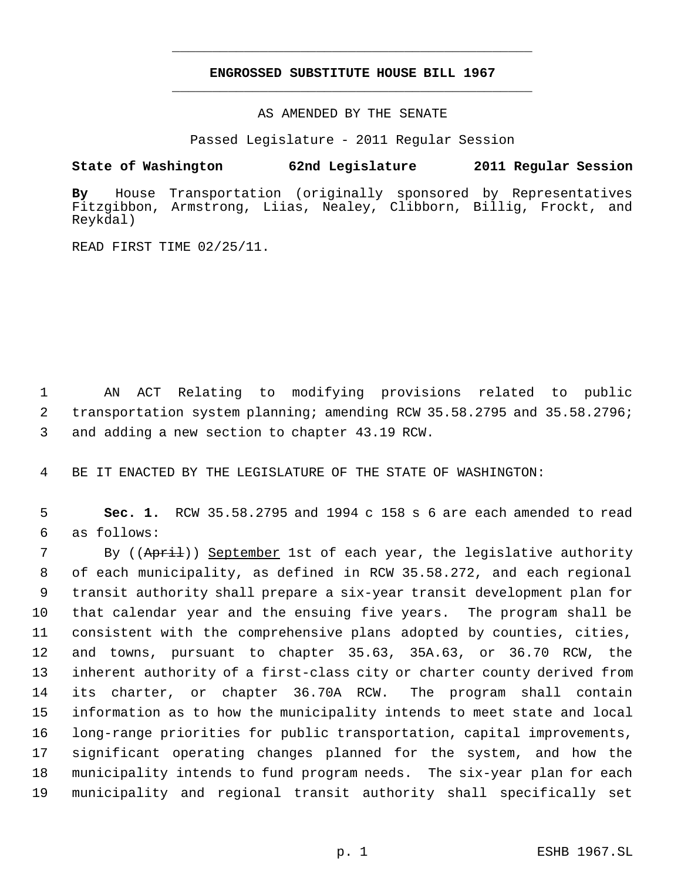**ENGROSSED SUBSTITUTE HOUSE BILL 1967**

AS AMENDED BY THE SENATE

Passed Legislature - 2011 Regular Session

**State of Washington 62nd Legislature 2011 Regular Session**

**By** House Transportation (originally sponsored by Representatives Fitzgibbon, Armstrong, Liias, Nealey, Clibborn, Billig, Frockt, and Reykdal)

READ FIRST TIME 02/25/11.

AN ACT Relating to modifying provisions related to public transportation system planning; amending RCW 35.58.2795 and 35.58.2796; and adding a new section to chapter 43.19 RCW.

BE IT ENACTED BY THE LEGISLATURE OF THE STATE OF WASHINGTON:

**Sec. 1.** RCW 35.58.2795 and 1994 c 158 s 6 are each amended to read as follows:

By ((~~April~~)) <u>September</u> 1st of each year, the legislative authority of each municipality, as defined in RCW 35.58.272, and each regional transit authority shall prepare a six-year transit development plan for that calendar year and the ensuing five years. The program shall be consistent with the comprehensive plans adopted by counties, cities, and towns, pursuant to chapter 35.63, 35A.63, or 36.70 RCW, the inherent authority of a first-class city or charter county derived from its charter, or chapter 36.70A RCW. The program shall contain information as to how the municipality intends to meet state and local long-range priorities for public transportation, capital improvements, significant operating changes planned for the system, and how the municipality intends to fund program needs. The six-year plan for each municipality and regional transit authority shall specifically set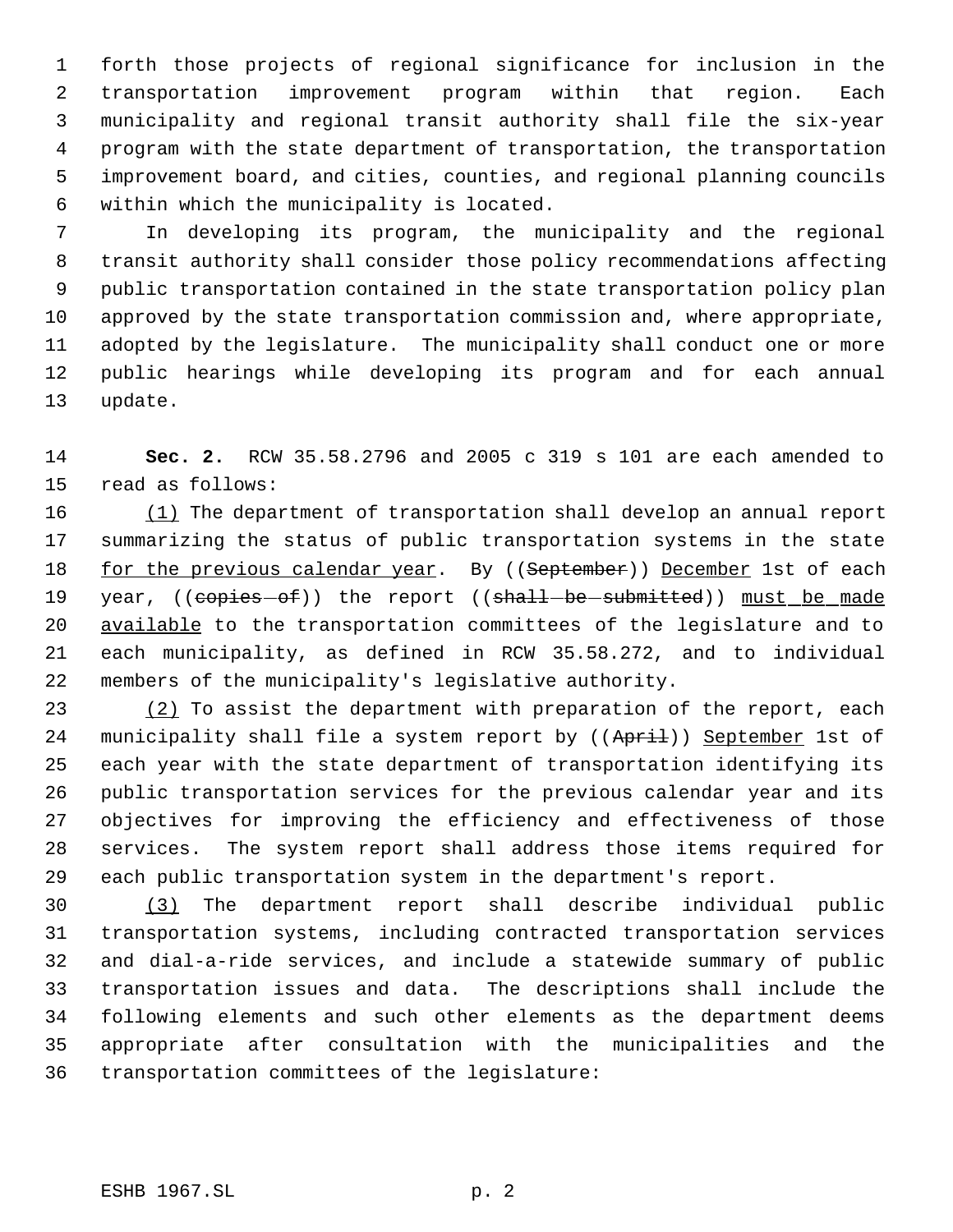forth those projects of regional significance for inclusion in the transportation improvement program within that region. Each municipality and regional transit authority shall file the six-year program with the state department of transportation, the transportation improvement board, and cities, counties, and regional planning councils within which the municipality is located.

In developing its program, the municipality and the regional transit authority shall consider those policy recommendations affecting public transportation contained in the state transportation policy plan approved by the state transportation commission and, where appropriate, adopted by the legislature. The municipality shall conduct one or more public hearings while developing its program and for each annual update.

**Sec. 2.** RCW 35.58.2796 and 2005 c 319 s 101 are each amended to read as follows:

(1) The department of transportation shall develop an annual report summarizing the status of public transportation systems in the state for the previous calendar year. By ((~~September~~)) December 1st of each year, ((~~copies of~~)) the report ((~~shall be submitted~~)) must be made available to the transportation committees of the legislature and to each municipality, as defined in RCW 35.58.272, and to individual members of the municipality's legislative authority.

(2) To assist the department with preparation of the report, each municipality shall file a system report by ((~~April~~)) September 1st of each year with the state department of transportation identifying its public transportation services for the previous calendar year and its objectives for improving the efficiency and effectiveness of those services. The system report shall address those items required for each public transportation system in the department's report.

(3) The department report shall describe individual public transportation systems, including contracted transportation services and dial-a-ride services, and include a statewide summary of public transportation issues and data. The descriptions shall include the following elements and such other elements as the department deems appropriate after consultation with the municipalities and the transportation committees of the legislature: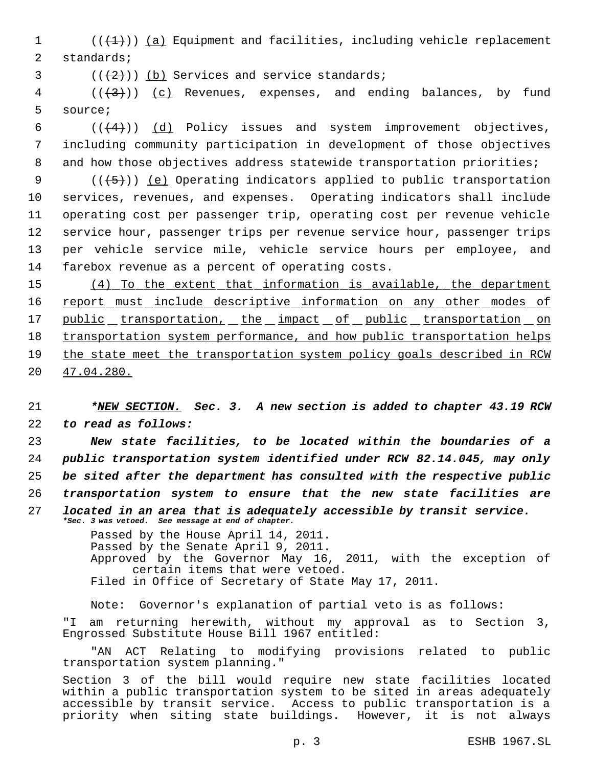((~~(1)~~)) <u>(a)</u> Equipment and facilities, including vehicle replacement standards;

((~~(2)~~)) <u>(b)</u> Services and service standards;

((~~(3)~~)) <u>(c)</u> Revenues, expenses, and ending balances, by fund source;

((~~(4)~~)) <u>(d)</u> Policy issues and system improvement objectives, including community participation in development of those objectives and how those objectives address statewide transportation priorities;

((~~(5)~~)) <u>(e)</u> Operating indicators applied to public transportation services, revenues, and expenses. Operating indicators shall include operating cost per passenger trip, operating cost per revenue vehicle service hour, passenger trips per revenue service hour, passenger trips per vehicle service mile, vehicle service hours per employee, and farebox revenue as a percent of operating costs.

<u>(4) To the extent that information is available, the department report must include descriptive information on any other modes of public transportation, the impact of public transportation on transportation system performance, and how public transportation helps the state meet the transportation system policy goals described in RCW 47.04.280.</u>

***<u>NEW SECTION.</u> Sec. 3. A new section is added to chapter 43.19 RCW to read as follows:***

***New state facilities, to be located within the boundaries of a public transportation system identified under RCW 82.14.045, may only be sited after the department has consulted with the respective public transportation system to ensure that the new state facilities are located in an area that is adequately accessible by transit service.***

***\*Sec. 3 was vetoed. See message at end of chapter.***

Passed by the House April 14, 2011.
Passed by the Senate April 9, 2011.
Approved by the Governor May 16, 2011, with the exception of certain items that were vetoed.
Filed in Office of Secretary of State May 17, 2011.

Note: Governor's explanation of partial veto is as follows:

"I am returning herewith, without my approval as to Section 3, Engrossed Substitute House Bill 1967 entitled:

"AN ACT Relating to modifying provisions related to public transportation system planning."

Section 3 of the bill would require new state facilities located within a public transportation system to be sited in areas adequately accessible by transit service. Access to public transportation is a priority when siting state buildings. However, it is not always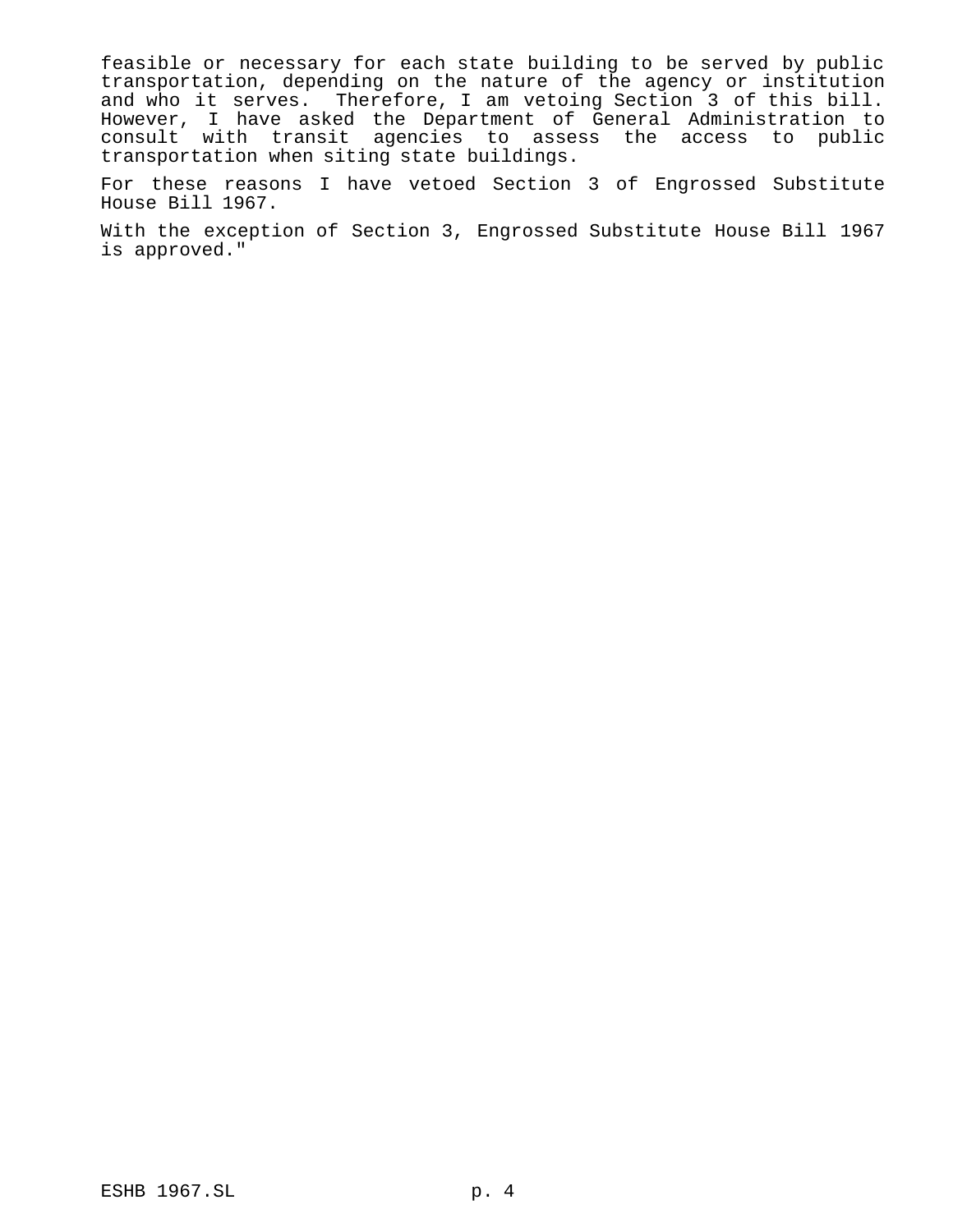feasible or necessary for each state building to be served by public transportation, depending on the nature of the agency or institution and who it serves. Therefore, I am vetoing Section 3 of this bill. However, I have asked the Department of General Administration to consult with transit agencies to assess the access to public transportation when siting state buildings.

For these reasons I have vetoed Section 3 of Engrossed Substitute House Bill 1967.

With the exception of Section 3, Engrossed Substitute House Bill 1967 is approved."